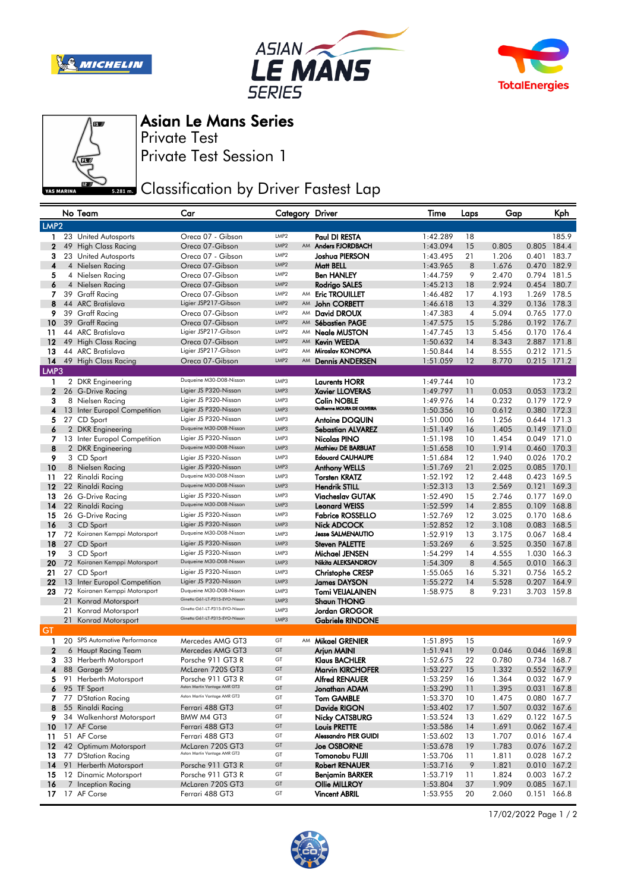# Asian Le Mans Series

Private Test

Private Test Session 1

## Classification by Driver Fastest Lap

| | No | Team | Car | Category | | Driver | Time | Laps | Gap | | Kph |
|---|---|---|---|---|---|---|---|---|---|---|---|
| **LMP2** | | | | | | | | | | | |
| 1 | 23 | United Autosports | Oreca 07 - Gibson | LMP2 | | Paul DI RESTA | 1:42.289 | 18 | | | 185.9 |
| 2 | 49 | High Class Racing | Oreca 07-Gibson | LMP2 | AM | Anders FJORDBACH | 1:43.094 | 15 | 0.805 | 0.805 | 184.4 |
| 3 | 23 | United Autosports | Oreca 07 - Gibson | LMP2 | | Joshua PIERSON | 1:43.495 | 21 | 1.206 | 0.401 | 183.7 |
| 4 | 4 | Nielsen Racing | Oreca 07-Gibson | LMP2 | | Matt BELL | 1:43.965 | 8 | 1.676 | 0.470 | 182.9 |
| 5 | 4 | Nielsen Racing | Oreca 07-Gibson | LMP2 | | Ben HANLEY | 1:44.759 | 9 | 2.470 | 0.794 | 181.5 |
| 6 | 4 | Nielsen Racing | Oreca 07-Gibson | LMP2 | | Rodrigo SALES | 1:45.213 | 18 | 2.924 | 0.454 | 180.7 |
| 7 | 39 | Graff Racing | Oreca 07-Gibson | LMP2 | AM | Eric TROUILLET | 1:46.482 | 17 | 4.193 | 1.269 | 178.5 |
| 8 | 44 | ARC Bratislava | Ligier JSP217-Gibson | LMP2 | AM | John CORBETT | 1:46.618 | 13 | 4.329 | 0.136 | 178.3 |
| 9 | 39 | Graff Racing | Oreca 07-Gibson | LMP2 | AM | David DROUX | 1:47.383 | 4 | 5.094 | 0.765 | 177.0 |
| 10 | 39 | Graff Racing | Oreca 07-Gibson | LMP2 | AM | Sébastien PAGE | 1:47.575 | 15 | 5.286 | 0.192 | 176.7 |
| 11 | 44 | ARC Bratislava | Ligier JSP217-Gibson | LMP2 | AM | Neale MUSTON | 1:47.745 | 13 | 5.456 | 0.170 | 176.4 |
| 12 | 49 | High Class Racing | Oreca 07-Gibson | LMP2 | AM | Kevin WEEDA | 1:50.632 | 14 | 8.343 | 2.887 | 171.8 |
| 13 | 44 | ARC Bratislava | Ligier JSP217-Gibson | LMP2 | AM | Miroslav KONOPKA | 1:50.844 | 14 | 8.555 | 0.212 | 171.5 |
| 14 | 49 | High Class Racing | Oreca 07-Gibson | LMP2 | AM | Dennis ANDERSEN | 1:51.059 | 12 | 8.770 | 0.215 | 171.2 |
| **LMP3** | | | | | | | | | | | |
| 1 | 2 | DKR Engineering | Duqueine M30-D08-Nissan | LMP3 | | Laurents HORR | 1:49.744 | 10 | | | 173.2 |
| 2 | 26 | G-Drive Racing | Ligier JS P320-Nissan | LMP3 | | Xavier LLOVERAS | 1:49.797 | 11 | 0.053 | 0.053 | 173.2 |
| 3 | 8 | Nielsen Racing | Ligier JS P320-Nissan | LMP3 | | Colin NOBLE | 1:49.976 | 14 | 0.232 | 0.179 | 172.9 |
| 4 | 13 | Inter Europol Competition | Ligier JS P320-Nissan | LMP3 | | Guilherme MOURA DE OLIVEIRA | 1:50.356 | 10 | 0.612 | 0.380 | 172.3 |
| 5 | 27 | CD Sport | Ligier JS P320-Nissan | LMP3 | | Antoine DOQUIN | 1:51.000 | 16 | 1.256 | 0.644 | 171.3 |
| 6 | 2 | DKR Engineering | Duqueine M30-D08-Nissan | LMP3 | | Sebastian ALVAREZ | 1:51.149 | 16 | 1.405 | 0.149 | 171.0 |
| 7 | 13 | Inter Europol Competition | Ligier JS P320-Nissan | LMP3 | | Nicolas PINO | 1:51.198 | 10 | 1.454 | 0.049 | 171.0 |
| 8 | 2 | DKR Engineering | Duqueine M30-D08-Nissan | LMP3 | | Mathieu DE BARBUAT | 1:51.658 | 10 | 1.914 | 0.460 | 170.3 |
| 9 | 3 | CD Sport | Ligier JS P320-Nissan | LMP3 | | Edouard CAUHAUPE | 1:51.684 | 12 | 1.940 | 0.026 | 170.2 |
| 10 | 8 | Nielsen Racing | Ligier JS P320-Nissan | LMP3 | | Anthony WELLS | 1:51.769 | 21 | 2.025 | 0.085 | 170.1 |
| 11 | 22 | Rinaldi Racing | Duqueine M30-D08-Nissan | LMP3 | | Torsten KRATZ | 1:52.192 | 12 | 2.448 | 0.423 | 169.5 |
| 12 | 22 | Rinaldi Racing | Duqueine M30-D08-Nissan | LMP3 | | Hendrik STILL | 1:52.313 | 13 | 2.569 | 0.121 | 169.3 |
| 13 | 26 | G-Drive Racing | Ligier JS P320-Nissan | LMP3 | | Viacheslav GUTAK | 1:52.490 | 15 | 2.746 | 0.177 | 169.0 |
| 14 | 22 | Rinaldi Racing | Duqueine M30-D08-Nissan | LMP3 | | Leonard WEISS | 1:52.599 | 14 | 2.855 | 0.109 | 168.8 |
| 15 | 26 | G-Drive Racing | Ligier JS P320-Nissan | LMP3 | | Fabrice ROSSELLO | 1:52.769 | 12 | 3.025 | 0.170 | 168.6 |
| 16 | 3 | CD Sport | Ligier JS P320-Nissan | LMP3 | | Nick ADCOCK | 1:52.852 | 12 | 3.108 | 0.083 | 168.5 |
| 17 | 72 | Koiranen Kemppi Motorsport | Duqueine M30-D08-Nissan | LMP3 | | Jesse SALMENAUTIO | 1:52.919 | 13 | 3.175 | 0.067 | 168.4 |
| 18 | 27 | CD Sport | Ligier JS P320-Nissan | LMP3 | | Steven PALETTE | 1:53.269 | 6 | 3.525 | 0.350 | 167.8 |
| 19 | 3 | CD Sport | Ligier JS P320-Nissan | LMP3 | | Michael JENSEN | 1:54.299 | 14 | 4.555 | 1.030 | 166.3 |
| 20 | 72 | Koiranen Kemppi Motorsport | Duqueine M30-D08-Nissan | LMP3 | | Nikita ALEKSANDROV | 1:54.309 | 8 | 4.565 | 0.010 | 166.3 |
| 21 | 27 | CD Sport | Ligier JS P320-Nissan | LMP3 | | Christophe CRESP | 1:55.065 | 16 | 5.321 | 0.756 | 165.2 |
| 22 | 13 | Inter Europol Competition | Ligier JS P320-Nissan | LMP3 | | James DAYSON | 1:55.272 | 14 | 5.528 | 0.207 | 164.9 |
| 23 | 72 | Koiranen Kemppi Motorsport | Duqueine M30-D08-Nissan | LMP3 | | Tomi VEIJALAINEN | 1:58.975 | 8 | 9.231 | 3.703 | 159.8 |
| | 21 | Konrad Motorsport | Ginetta G61-LT-P315-EVO-Nissan | LMP3 | | Shaun THONG | | | | | |
| | 21 | Konrad Motorsport | Ginetta G61-LT-P315-EVO-Nissan | LMP3 | | Jordan GROGOR | | | | | |
| | 21 | Konrad Motorsport | Ginetta G61-LT-P315-EVO-Nissan | LMP3 | | Gabriele RINDONE | | | | | |
| **GT** | | | | | | | | | | | |
| 1 | 20 | SPS Automotive Performance | Mercedes AMG GT3 | GT | AM | Mikael GRENIER | 1:51.895 | 15 | | | 169.9 |
| 2 | 6 | Haupt Racing Team | Mercedes AMG GT3 | GT | | Arjun MAINI | 1:51.941 | 19 | 0.046 | 0.046 | 169.8 |
| 3 | 33 | Herberth Motorsport | Porsche 911 GT3 R | GT | | Klaus BACHLER | 1:52.675 | 22 | 0.780 | 0.734 | 168.7 |
| 4 | 88 | Garage 59 | McLaren 720S GT3 | GT | | Marvin KIRCHOFER | 1:53.227 | 15 | 1.332 | 0.552 | 167.9 |
| 5 | 91 | Herberth Motorsport | Porsche 911 GT3 R | GT | | Alfred RENAUER | 1:53.259 | 16 | 1.364 | 0.032 | 167.9 |
| 6 | 95 | TF Sport | Aston Martin Vantage AMR GT3 | GT | | Jonathan ADAM | 1:53.290 | 11 | 1.395 | 0.031 | 167.8 |
| 7 | 77 | D'Station Racing | Aston Martin Vantage AMR GT3 | GT | | Tom GAMBLE | 1:53.370 | 10 | 1.475 | 0.080 | 167.7 |
| 8 | 55 | Rinaldi Racing | Ferrari 488 GT3 | GT | | Davide RIGON | 1:53.402 | 17 | 1.507 | 0.032 | 167.6 |
| 9 | 34 | Walkenhorst Motorsport | BMW M4 GT3 | GT | | Nicky CATSBURG | 1:53.524 | 13 | 1.629 | 0.122 | 167.5 |
| 10 | 17 | AF Corse | Ferrari 488 GT3 | GT | | Louis PRETTE | 1:53.586 | 14 | 1.691 | 0.062 | 167.4 |
| 11 | 51 | AF Corse | Ferrari 488 GT3 | GT | | Alessandro PIER GUIDI | 1:53.602 | 13 | 1.707 | 0.016 | 167.4 |
| 12 | 42 | Optimum Motorsport | McLaren 720S GT3 | GT | | Joe OSBORNE | 1:53.678 | 19 | 1.783 | 0.076 | 167.2 |
| 13 | 77 | D'Station Racing | Aston Martin Vantage AMR GT3 | GT | | Tomonobu FUJII | 1:53.706 | 11 | 1.811 | 0.028 | 167.2 |
| 14 | 91 | Herberth Motorsport | Porsche 911 GT3 R | GT | | Robert RENAUER | 1:53.716 | 9 | 1.821 | 0.010 | 167.2 |
| 15 | 12 | Dinamic Motorsport | Porsche 911 GT3 R | GT | | Benjamin BARKER | 1:53.719 | 11 | 1.824 | 0.003 | 167.2 |
| 16 | 7 | Inception Racing | McLaren 720S GT3 | GT | | Ollie MILLROY | 1:53.804 | 37 | 1.909 | 0.085 | 167.1 |
| 17 | 17 | AF Corse | Ferrari 488 GT3 | GT | | Vincent ABRIL | 1:53.955 | 20 | 2.060 | 0.151 | 166.8 |

17/02/2022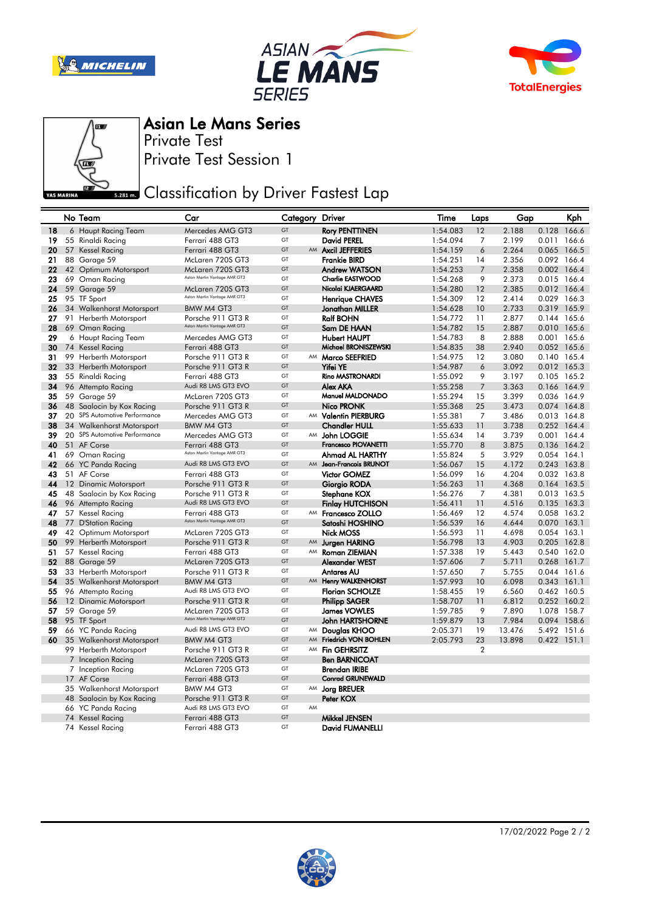# Asian Le Mans Series

Private Test

Private Test Session 1

## Classification by Driver Fastest Lap

| | No | Team | Car | Category | | Driver | Time | Laps | Gap | | Kph |
|---|---|---|---|---|---|---|---|---|---|---|---|
| 18 | 6 | Haupt Racing Team | Mercedes AMG GT3 | GT | | Rory PENTTINEN | 1:54.083 | 12 | 2.188 | 0.128 | 166.6 |
| 19 | 55 | Rinaldi Racing | Ferrari 488 GT3 | GT | | David PEREL | 1:54.094 | 7 | 2.199 | 0.011 | 166.6 |
| 20 | 57 | Kessel Racing | Ferrari 488 GT3 | GT | AM | Axcil JEFFERIES | 1:54.159 | 6 | 2.264 | 0.065 | 166.5 |
| 21 | 88 | Garage 59 | McLaren 720S GT3 | GT | | Frankie BIRD | 1:54.251 | 14 | 2.356 | 0.092 | 166.4 |
| 22 | 42 | Optimum Motorsport | McLaren 720S GT3 | GT | | Andrew WATSON | 1:54.253 | 7 | 2.358 | 0.002 | 166.4 |
| 23 | 69 | Oman Racing | Aston Martin Vantage AMR GT3 | GT | | Charlie EASTWOOD | 1:54.268 | 9 | 2.373 | 0.015 | 166.4 |
| 24 | 59 | Garage 59 | McLaren 720S GT3 | GT | | Nicolai KJAERGAARD | 1:54.280 | 12 | 2.385 | 0.012 | 166.4 |
| 25 | 95 | TF Sport | Aston Martin Vantage AMR GT3 | GT | | Henrique CHAVES | 1:54.309 | 12 | 2.414 | 0.029 | 166.3 |
| 26 | 34 | Walkenhorst Motorsport | BMW M4 GT3 | GT | | Jonathan MILLER | 1:54.628 | 10 | 2.733 | 0.319 | 165.9 |
| 27 | 91 | Herberth Motorsport | Porsche 911 GT3 R | GT | | Ralf BOHN | 1:54.772 | 11 | 2.877 | 0.144 | 165.6 |
| 28 | 69 | Oman Racing | Aston Martin Vantage AMR GT3 | GT | | Sam DE HAAN | 1:54.782 | 15 | 2.887 | 0.010 | 165.6 |
| 29 | 6 | Haupt Racing Team | Mercedes AMG GT3 | GT | | Hubert HAUPT | 1:54.783 | 8 | 2.888 | 0.001 | 165.6 |
| 30 | 74 | Kessel Racing | Ferrari 488 GT3 | GT | | Michael BRONISZEWSKI | 1:54.835 | 38 | 2.940 | 0.052 | 165.6 |
| 31 | 99 | Herberth Motorsport | Porsche 911 GT3 R | GT | AM | Marco SEEFRIED | 1:54.975 | 12 | 3.080 | 0.140 | 165.4 |
| 32 | 33 | Herberth Motorsport | Porsche 911 GT3 R | GT | | Yifei YE | 1:54.987 | 6 | 3.092 | 0.012 | 165.3 |
| 33 | 55 | Rinaldi Racing | Ferrari 488 GT3 | GT | | Rino MASTRONARDI | 1:55.092 | 9 | 3.197 | 0.105 | 165.2 |
| 34 | 96 | Attempto Racing | Audi R8 LMS GT3 EVO | GT | | Alex AKA | 1:55.258 | 7 | 3.363 | 0.166 | 164.9 |
| 35 | 59 | Garage 59 | McLaren 720S GT3 | GT | | Manuel MALDONADO | 1:55.294 | 15 | 3.399 | 0.036 | 164.9 |
| 36 | 48 | Saalocin by Kox Racing | Porsche 911 GT3 R | GT | | Nico PRONK | 1:55.368 | 25 | 3.473 | 0.074 | 164.8 |
| 37 | 20 | SPS Automotive Performance | Mercedes AMG GT3 | GT | AM | Valentin PIERBURG | 1:55.381 | 7 | 3.486 | 0.013 | 164.8 |
| 38 | 34 | Walkenhorst Motorsport | BMW M4 GT3 | GT | | Chandler HULL | 1:55.633 | 11 | 3.738 | 0.252 | 164.4 |
| 39 | 20 | SPS Automotive Performance | Mercedes AMG GT3 | GT | AM | John LOGGIE | 1:55.634 | 14 | 3.739 | 0.001 | 164.4 |
| 40 | 51 | AF Corse | Ferrari 488 GT3 | GT | | Francesco PIOVANETTI | 1:55.770 | 8 | 3.875 | 0.136 | 164.2 |
| 41 | 69 | Oman Racing | Aston Martin Vantage AMR GT3 | GT | | Ahmad AL HARTHY | 1:55.824 | 5 | 3.929 | 0.054 | 164.1 |
| 42 | 66 | YC Panda Racing | Audi R8 LMS GT3 EVO | GT | AM | Jean-Francois BRUNOT | 1:56.067 | 15 | 4.172 | 0.243 | 163.8 |
| 43 | 51 | AF Corse | Ferrari 488 GT3 | GT | | Victor GOMEZ | 1:56.099 | 16 | 4.204 | 0.032 | 163.8 |
| 44 | 12 | Dinamic Motorsport | Porsche 911 GT3 R | GT | | Giorgio RODA | 1:56.263 | 11 | 4.368 | 0.164 | 163.5 |
| 45 | 48 | Saalocin by Kox Racing | Porsche 911 GT3 R | GT | | Stephane KOX | 1:56.276 | 7 | 4.381 | 0.013 | 163.5 |
| 46 | 96 | Attempto Racing | Audi R8 LMS GT3 EVO | GT | | Finlay HUTCHISON | 1:56.411 | 11 | 4.516 | 0.135 | 163.3 |
| 47 | 57 | Kessel Racing | Ferrari 488 GT3 | GT | AM | Francesco ZOLLO | 1:56.469 | 12 | 4.574 | 0.058 | 163.2 |
| 48 | 77 | D'Station Racing | Aston Martin Vantage AMR GT3 | GT | | Satoshi HOSHINO | 1:56.539 | 16 | 4.644 | 0.070 | 163.1 |
| 49 | 42 | Optimum Motorsport | McLaren 720S GT3 | GT | | Nick MOSS | 1:56.593 | 11 | 4.698 | 0.054 | 163.1 |
| 50 | 99 | Herberth Motorsport | Porsche 911 GT3 R | GT | AM | Jurgen HARING | 1:56.798 | 13 | 4.903 | 0.205 | 162.8 |
| 51 | 57 | Kessel Racing | Ferrari 488 GT3 | GT | AM | Roman ZIEMIAN | 1:57.338 | 19 | 5.443 | 0.540 | 162.0 |
| 52 | 88 | Garage 59 | McLaren 720S GT3 | GT | | Alexander WEST | 1:57.606 | 7 | 5.711 | 0.268 | 161.7 |
| 53 | 33 | Herberth Motorsport | Porsche 911 GT3 R | GT | | Antares AU | 1:57.650 | 7 | 5.755 | 0.044 | 161.6 |
| 54 | 35 | Walkenhorst Motorsport | BMW M4 GT3 | GT | AM | Henry WALKENHORST | 1:57.993 | 10 | 6.098 | 0.343 | 161.1 |
| 55 | 96 | Attempto Racing | Audi R8 LMS GT3 EVO | GT | | Florian SCHOLZE | 1:58.455 | 19 | 6.560 | 0.462 | 160.5 |
| 56 | 12 | Dinamic Motorsport | Porsche 911 GT3 R | GT | | Philipp SAGER | 1:58.707 | 11 | 6.812 | 0.252 | 160.2 |
| 57 | 59 | Garage 59 | McLaren 720S GT3 | GT | | James VOWLES | 1:59.785 | 9 | 7.890 | 1.078 | 158.7 |
| 58 | 95 | TF Sport | Aston Martin Vantage AMR GT3 | GT | | John HARTSHORNE | 1:59.879 | 13 | 7.984 | 0.094 | 158.6 |
| 59 | 66 | YC Panda Racing | Audi R8 LMS GT3 EVO | GT | AM | Douglas KHOO | 2:05.371 | 19 | 13.476 | 5.492 | 151.6 |
| 60 | 35 | Walkenhorst Motorsport | BMW M4 GT3 | GT | AM | Friedrich VON BOHLEN | 2:05.793 | 23 | 13.898 | 0.422 | 151.1 |
| | 99 | Herberth Motorsport | Porsche 911 GT3 R | GT | AM | Fin GEHRSITZ | | 2 | | | |
| | 7 | Inception Racing | McLaren 720S GT3 | GT | | Ben BARNICOAT | | | | | |
| | 7 | Inception Racing | McLaren 720S GT3 | GT | | Brendan IRIBE | | | | | |
| | 17 | AF Corse | Ferrari 488 GT3 | GT | | Conrad GRUNEWALD | | | | | |
| | 35 | Walkenhorst Motorsport | BMW M4 GT3 | GT | AM | Jorg BREUER | | | | | |
| | 48 | Saalocin by Kox Racing | Porsche 911 GT3 R | GT | | Peter KOX | | | | | |
| | 66 | YC Panda Racing | Audi R8 LMS GT3 EVO | GT | AM | | | | | | |
| | 74 | Kessel Racing | Ferrari 488 GT3 | GT | | Mikkel JENSEN | | | | | |
| | 74 | Kessel Racing | Ferrari 488 GT3 | GT | | David FUMANELLI | | | | | |

17/02/2022